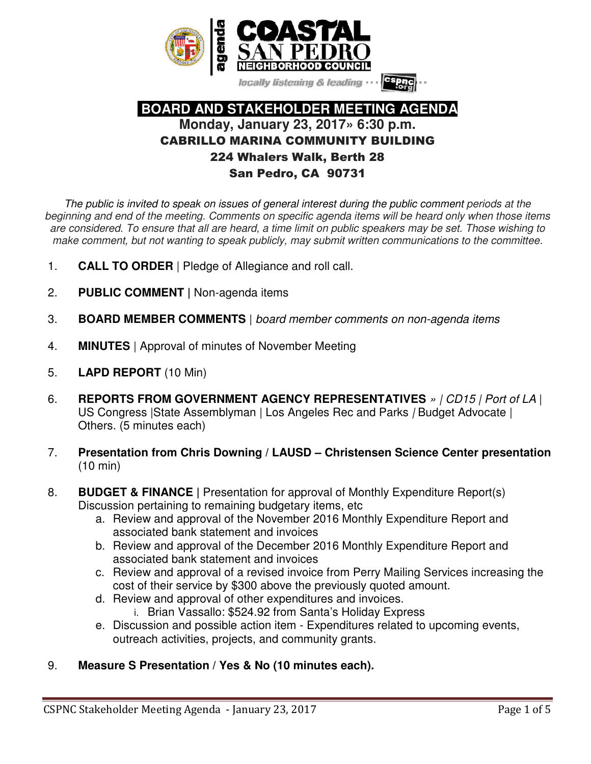# BOARD AND STAKEHOLDER MEETING AGENDA

**Monday, January 23, 2017» 6:30 p.m.**

**CABRILLO MARINA COMMUNITY BUILDING**

**224 Whalers Walk, Berth 28**

**San Pedro, CA 90731**

*The public is invited to speak on issues of general interest during the public comment periods at the beginning and end of the meeting. Comments on specific agenda items will be heard only when those items are considered. To ensure that all are heard, a time limit on public speakers may be set. Those wishing to make comment, but not wanting to speak publicly, may submit written communications to the committee.*

1. **CALL TO ORDER** | Pledge of Allegiance and roll call.
2. **PUBLIC COMMENT |** Non-agenda items
3. **BOARD MEMBER COMMENTS** | *board member comments on non-agenda items*
4. **MINUTES** | Approval of minutes of November Meeting
5. **LAPD REPORT** (10 Min)
6. **REPORTS FROM GOVERNMENT AGENCY REPRESENTATIVES** *» | CD15 | Port of LA* | US Congress |State Assemblyman | Los Angeles Rec and Parks / Budget Advocate | Others. (5 minutes each)
7. **Presentation from Chris Downing / LAUSD – Christensen Science Center presentation** (10 min)
8. **BUDGET & FINANCE |** Presentation for approval of Monthly Expenditure Report(s) Discussion pertaining to remaining budgetary items, etc
   a. Review and approval of the November 2016 Monthly Expenditure Report and associated bank statement and invoices
   b. Review and approval of the December 2016 Monthly Expenditure Report and associated bank statement and invoices
   c. Review and approval of a revised invoice from Perry Mailing Services increasing the cost of their service by $300 above the previously quoted amount.
   d. Review and approval of other expenditures and invoices.
      i. Brian Vassallo: $524.92 from Santa's Holiday Express
   e. Discussion and possible action item - Expenditures related to upcoming events, outreach activities, projects, and community grants.
9. **Measure S Presentation / Yes & No (10 minutes each).**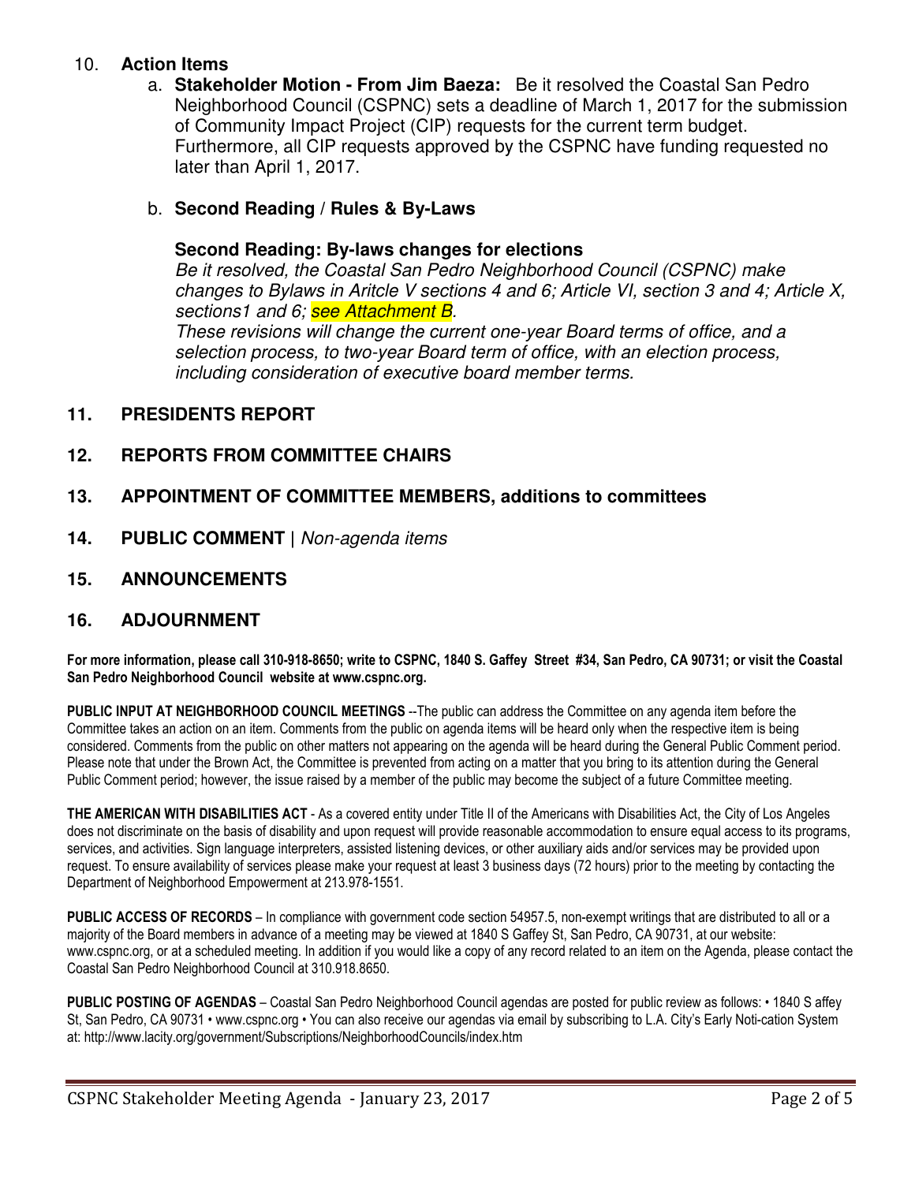10. **Action Items**

    a. **Stakeholder Motion - From Jim Baeza:** Be it resolved the Coastal San Pedro Neighborhood Council (CSPNC) sets a deadline of March 1, 2017 for the submission of Community Impact Project (CIP) requests for the current term budget. Furthermore, all CIP requests approved by the CSPNC have funding requested no later than April 1, 2017.

    b. **Second Reading / Rules & By-Laws**

    **Second Reading: By-laws changes for elections**

    *Be it resolved, the Coastal San Pedro Neighborhood Council (CSPNC) make changes to Bylaws in Aritcle V sections 4 and 6; Article VI, section 3 and 4; Article X, sections1 and 6; see Attachment B.*

    *These revisions will change the current one-year Board terms of office, and a selection process, to two-year Board term of office, with an election process, including consideration of executive board member terms.*

## 11. PRESIDENTS REPORT

## 12. REPORTS FROM COMMITTEE CHAIRS

## 13. APPOINTMENT OF COMMITTEE MEMBERS, additions to committees

## 14. PUBLIC COMMENT | *Non-agenda items*

## 15. ANNOUNCEMENTS

## 16. ADJOURNMENT

**For more information, please call 310-918-8650; write to CSPNC, 1840 S. Gaffey Street #34, San Pedro, CA 90731; or visit the Coastal San Pedro Neighborhood Council website at www.cspnc.org.**

**PUBLIC INPUT AT NEIGHBORHOOD COUNCIL MEETINGS** --The public can address the Committee on any agenda item before the Committee takes an action on an item. Comments from the public on agenda items will be heard only when the respective item is being considered. Comments from the public on other matters not appearing on the agenda will be heard during the General Public Comment period. Please note that under the Brown Act, the Committee is prevented from acting on a matter that you bring to its attention during the General Public Comment period; however, the issue raised by a member of the public may become the subject of a future Committee meeting.

**THE AMERICAN WITH DISABILITIES ACT** - As a covered entity under Title II of the Americans with Disabilities Act, the City of Los Angeles does not discriminate on the basis of disability and upon request will provide reasonable accommodation to ensure equal access to its programs, services, and activities. Sign language interpreters, assisted listening devices, or other auxiliary aids and/or services may be provided upon request. To ensure availability of services please make your request at least 3 business days (72 hours) prior to the meeting by contacting the Department of Neighborhood Empowerment at 213.978-1551.

**PUBLIC ACCESS OF RECORDS** – In compliance with government code section 54957.5, non-exempt writings that are distributed to all or a majority of the Board members in advance of a meeting may be viewed at 1840 S Gaffey St, San Pedro, CA 90731, at our website: www.cspnc.org, or at a scheduled meeting. In addition if you would like a copy of any record related to an item on the Agenda, please contact the Coastal San Pedro Neighborhood Council at 310.918.8650.

**PUBLIC POSTING OF AGENDAS** – Coastal San Pedro Neighborhood Council agendas are posted for public review as follows: • 1840 S affey St, San Pedro, CA 90731 • www.cspnc.org • You can also receive our agendas via email by subscribing to L.A. City's Early Noti-cation System at: http://www.lacity.org/government/Subscriptions/NeighborhoodCouncils/index.htm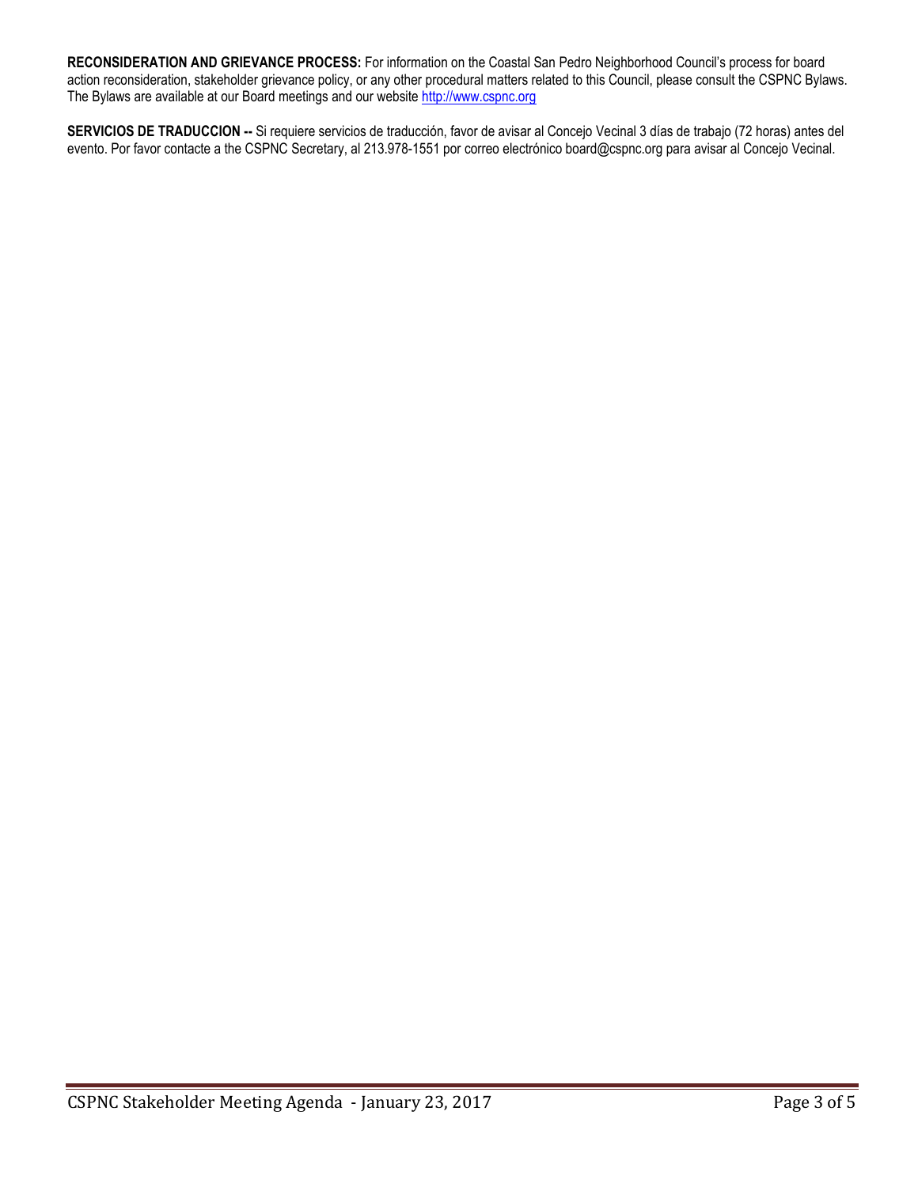**RECONSIDERATION AND GRIEVANCE PROCESS:** For information on the Coastal San Pedro Neighborhood Council's process for board action reconsideration, stakeholder grievance policy, or any other procedural matters related to this Council, please consult the CSPNC Bylaws. The Bylaws are available at our Board meetings and our website http://www.cspnc.org

**SERVICIOS DE TRADUCCION --** Si requiere servicios de traducción, favor de avisar al Concejo Vecinal 3 días de trabajo (72 horas) antes del evento. Por favor contacte a the CSPNC Secretary, al 213.978-1551 por correo electrónico board@cspnc.org para avisar al Concejo Vecinal.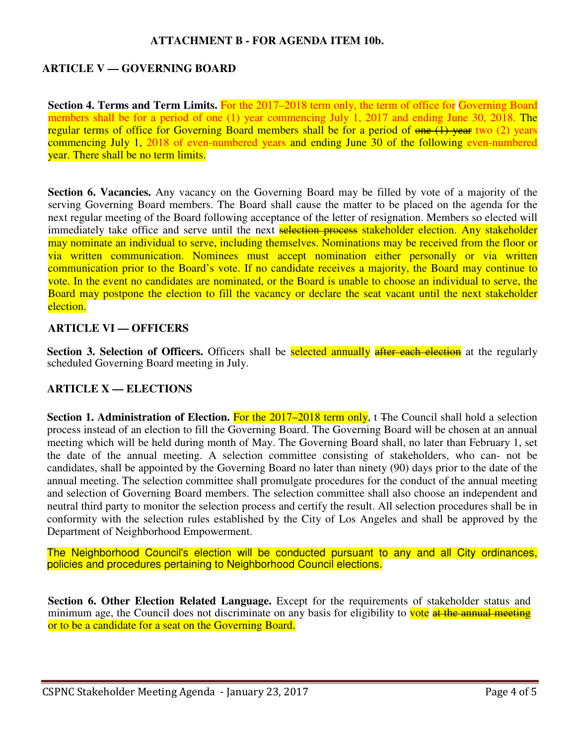**ATTACHMENT B - FOR AGENDA ITEM 10b.**

## ARTICLE V — GOVERNING BOARD

**Section 4. Terms and Term Limits.** For the 2017–2018 term only, the term of office for Governing Board members shall be for a period of one (1) year commencing July 1, 2017 and ending June 30, 2018. The regular terms of office for Governing Board members shall be for a period of ~~one (1) year~~ two (2) years commencing July 1, 2018 of even-numbered years and ending June 30 of the following even-numbered year. There shall be no term limits.

**Section 6. Vacancies.** Any vacancy on the Governing Board may be filled by vote of a majority of the serving Governing Board members. The Board shall cause the matter to be placed on the agenda for the next regular meeting of the Board following acceptance of the letter of resignation. Members so elected will immediately take office and serve until the next ~~selection process~~ stakeholder election. Any stakeholder may nominate an individual to serve, including themselves. Nominations may be received from the floor or via written communication. Nominees must accept nomination either personally or via written communication prior to the Board's vote. If no candidate receives a majority, the Board may continue to vote. In the event no candidates are nominated, or the Board is unable to choose an individual to serve, the Board may postpone the election to fill the vacancy or declare the seat vacant until the next stakeholder election.

## ARTICLE VI — OFFICERS

**Section 3. Selection of Officers.** Officers shall be selected annually ~~after each election~~ at the regularly scheduled Governing Board meeting in July.

## ARTICLE X — ELECTIONS

**Section 1. Administration of Election.** For the 2017–2018 term only, t ~~T~~he Council shall hold a selection process instead of an election to fill the Governing Board. The Governing Board will be chosen at an annual meeting which will be held during month of May. The Governing Board shall, no later than February 1, set the date of the annual meeting. A selection committee consisting of stakeholders, who can- not be candidates, shall be appointed by the Governing Board no later than ninety (90) days prior to the date of the annual meeting. The selection committee shall promulgate procedures for the conduct of the annual meeting and selection of Governing Board members. The selection committee shall also choose an independent and neutral third party to monitor the selection process and certify the result. All selection procedures shall be in conformity with the selection rules established by the City of Los Angeles and shall be approved by the Department of Neighborhood Empowerment.

The Neighborhood Council's election will be conducted pursuant to any and all City ordinances, policies and procedures pertaining to Neighborhood Council elections.

**Section 6. Other Election Related Language.** Except for the requirements of stakeholder status and minimum age, the Council does not discriminate on any basis for eligibility to vote ~~at the annual meeting~~ or to be a candidate for a seat on the Governing Board.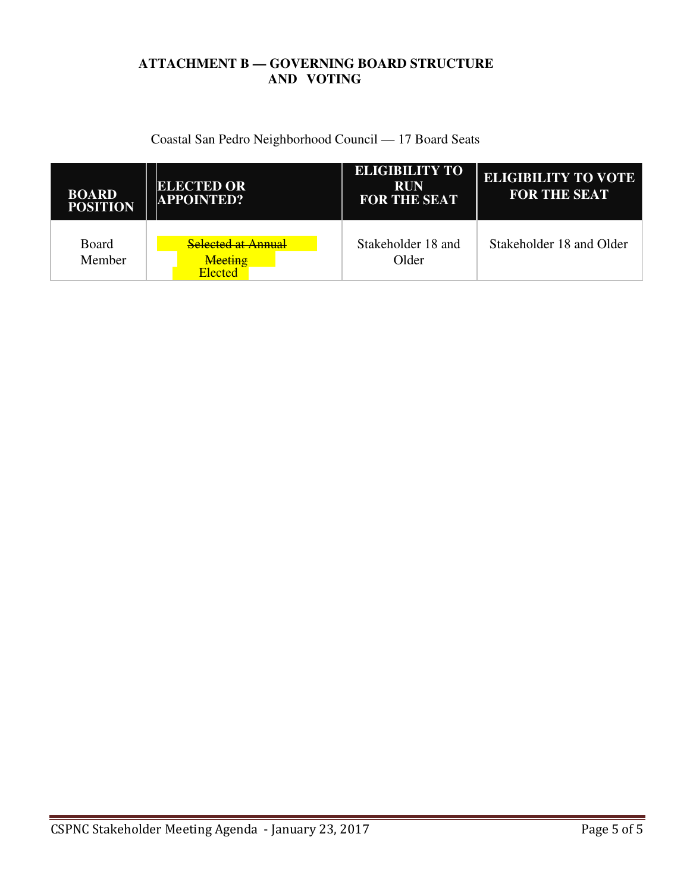**ATTACHMENT B — GOVERNING BOARD STRUCTURE AND VOTING**

Coastal San Pedro Neighborhood Council — 17 Board Seats

| BOARD POSITION | ELECTED OR APPOINTED? | ELIGIBILITY TO RUN FOR THE SEAT | ELIGIBILITY TO VOTE FOR THE SEAT |
|---|---|---|---|
| Board Member | ~~Selected at Annual Meeting~~ Elected | Stakeholder 18 and Older | Stakeholder 18 and Older |